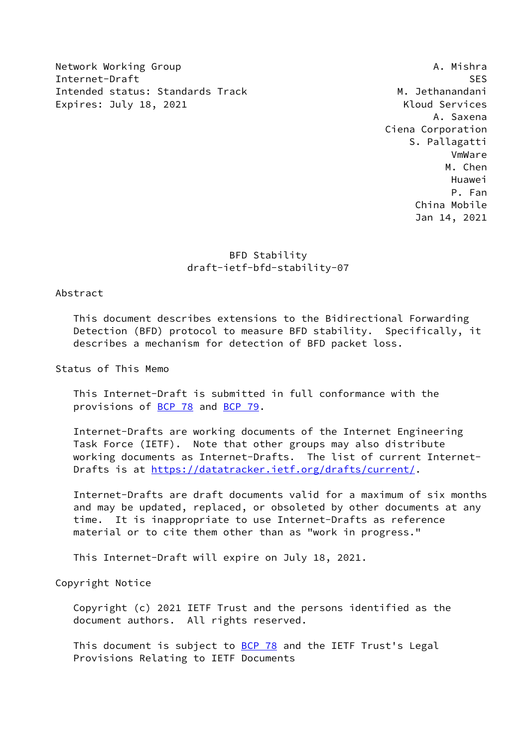Network Working Group A. Mishra
Internet-Draft SES
Intended status: Standards Track M. Jethanandani
Expires: July 18, 2021 Kloud Services
A. Saxena
Ciena Corporation
S. Pallagatti
VmWare
M. Chen
Huawei
P. Fan
China Mobile
Jan 14, 2021

# BFD Stability
## draft-ietf-bfd-stability-07

## Abstract

This document describes extensions to the Bidirectional Forwarding Detection (BFD) protocol to measure BFD stability. Specifically, it describes a mechanism for detection of BFD packet loss.

## Status of This Memo

This Internet-Draft is submitted in full conformance with the provisions of BCP 78 and BCP 79.

Internet-Drafts are working documents of the Internet Engineering Task Force (IETF). Note that other groups may also distribute working documents as Internet-Drafts. The list of current Internet-Drafts is at https://datatracker.ietf.org/drafts/current/.

Internet-Drafts are draft documents valid for a maximum of six months and may be updated, replaced, or obsoleted by other documents at any time. It is inappropriate to use Internet-Drafts as reference material or to cite them other than as "work in progress."

This Internet-Draft will expire on July 18, 2021.

## Copyright Notice

Copyright (c) 2021 IETF Trust and the persons identified as the document authors. All rights reserved.

This document is subject to BCP 78 and the IETF Trust's Legal Provisions Relating to IETF Documents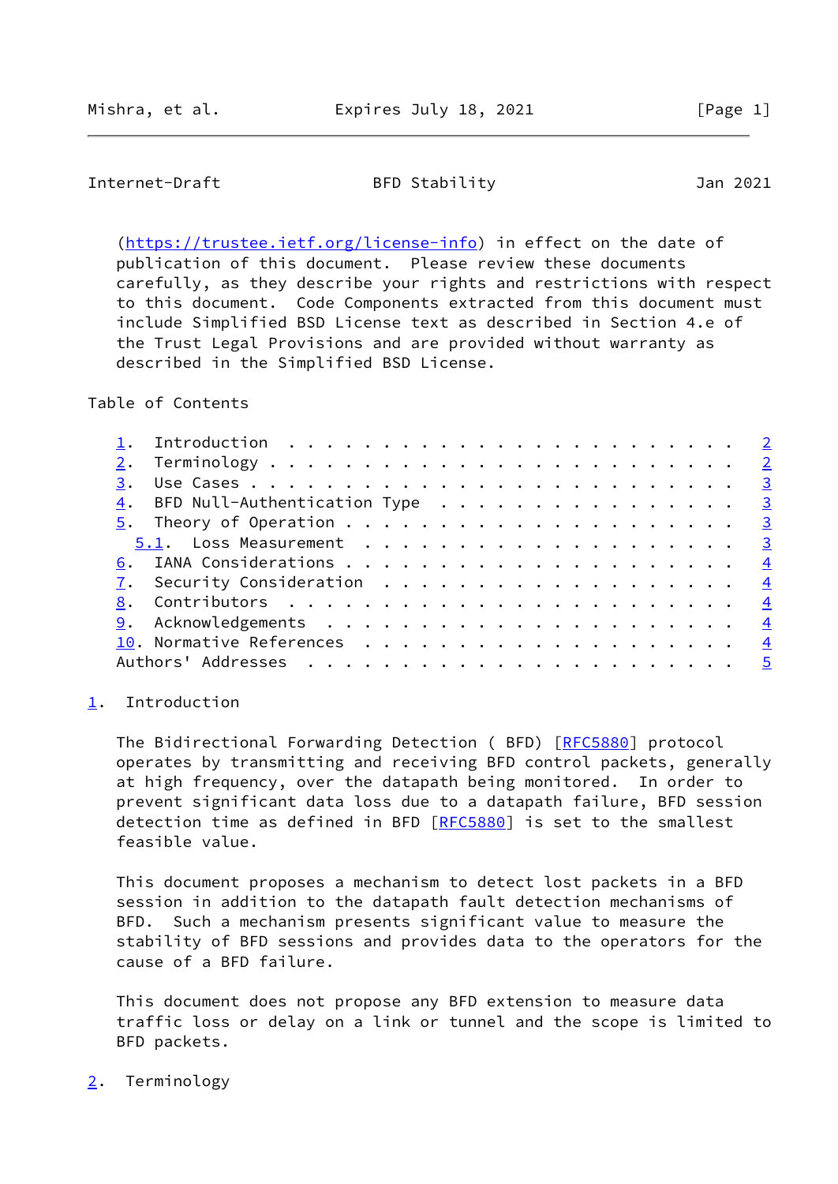(https://trustee.ietf.org/license-info) in effect on the date of publication of this document. Please review these documents carefully, as they describe your rights and restrictions with respect to this document. Code Components extracted from this document must include Simplified BSD License text as described in Section 4.e of the Trust Legal Provisions and are provided without warranty as described in the Simplified BSD License.

Table of Contents

- 1. Introduction . . . . . . . . . . . . . . . . . . . . . . . . 2
- 2. Terminology . . . . . . . . . . . . . . . . . . . . . . . . 2
- 3. Use Cases . . . . . . . . . . . . . . . . . . . . . . . . . 3
- 4. BFD Null-Authentication Type . . . . . . . . . . . . . . . . 3
- 5. Theory of Operation . . . . . . . . . . . . . . . . . . . . 3
  - 5.1. Loss Measurement . . . . . . . . . . . . . . . . . . . . 3
- 6. IANA Considerations . . . . . . . . . . . . . . . . . . . . 4
- 7. Security Consideration . . . . . . . . . . . . . . . . . . . 4
- 8. Contributors . . . . . . . . . . . . . . . . . . . . . . . . 4
- 9. Acknowledgements . . . . . . . . . . . . . . . . . . . . . . 4
- 10. Normative References . . . . . . . . . . . . . . . . . . . 4
- Authors' Addresses . . . . . . . . . . . . . . . . . . . . . . 5

## 1. Introduction

The Bidirectional Forwarding Detection ( BFD) [RFC5880] protocol operates by transmitting and receiving BFD control packets, generally at high frequency, over the datapath being monitored. In order to prevent significant data loss due to a datapath failure, BFD session detection time as defined in BFD [RFC5880] is set to the smallest feasible value.

This document proposes a mechanism to detect lost packets in a BFD session in addition to the datapath fault detection mechanisms of BFD. Such a mechanism presents significant value to measure the stability of BFD sessions and provides data to the operators for the cause of a BFD failure.

This document does not propose any BFD extension to measure data traffic loss or delay on a link or tunnel and the scope is limited to BFD packets.

## 2. Terminology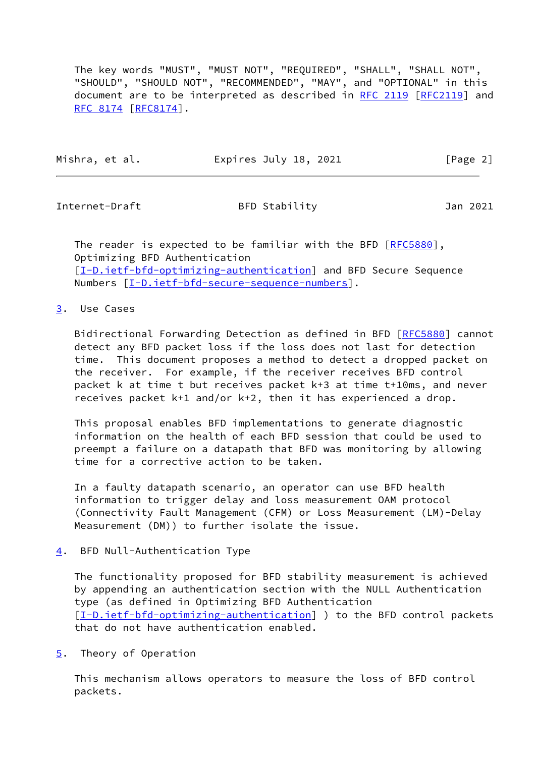The key words "MUST", "MUST NOT", "REQUIRED", "SHALL", "SHALL NOT", "SHOULD", "SHOULD NOT", "RECOMMENDED", "MAY", and "OPTIONAL" in this document are to be interpreted as described in RFC 2119 [RFC2119] and RFC 8174 [RFC8174].

The reader is expected to be familiar with the BFD [RFC5880], Optimizing BFD Authentication [I-D.ietf-bfd-optimizing-authentication] and BFD Secure Sequence Numbers [I-D.ietf-bfd-secure-sequence-numbers].

## 3. Use Cases

Bidirectional Forwarding Detection as defined in BFD [RFC5880] cannot detect any BFD packet loss if the loss does not last for detection time. This document proposes a method to detect a dropped packet on the receiver. For example, if the receiver receives BFD control packet k at time t but receives packet k+3 at time t+10ms, and never receives packet k+1 and/or k+2, then it has experienced a drop.

This proposal enables BFD implementations to generate diagnostic information on the health of each BFD session that could be used to preempt a failure on a datapath that BFD was monitoring by allowing time for a corrective action to be taken.

In a faulty datapath scenario, an operator can use BFD health information to trigger delay and loss measurement OAM protocol (Connectivity Fault Management (CFM) or Loss Measurement (LM)-Delay Measurement (DM)) to further isolate the issue.

## 4. BFD Null-Authentication Type

The functionality proposed for BFD stability measurement is achieved by appending an authentication section with the NULL Authentication type (as defined in Optimizing BFD Authentication [I-D.ietf-bfd-optimizing-authentication] ) to the BFD control packets that do not have authentication enabled.

## 5. Theory of Operation

This mechanism allows operators to measure the loss of BFD control packets.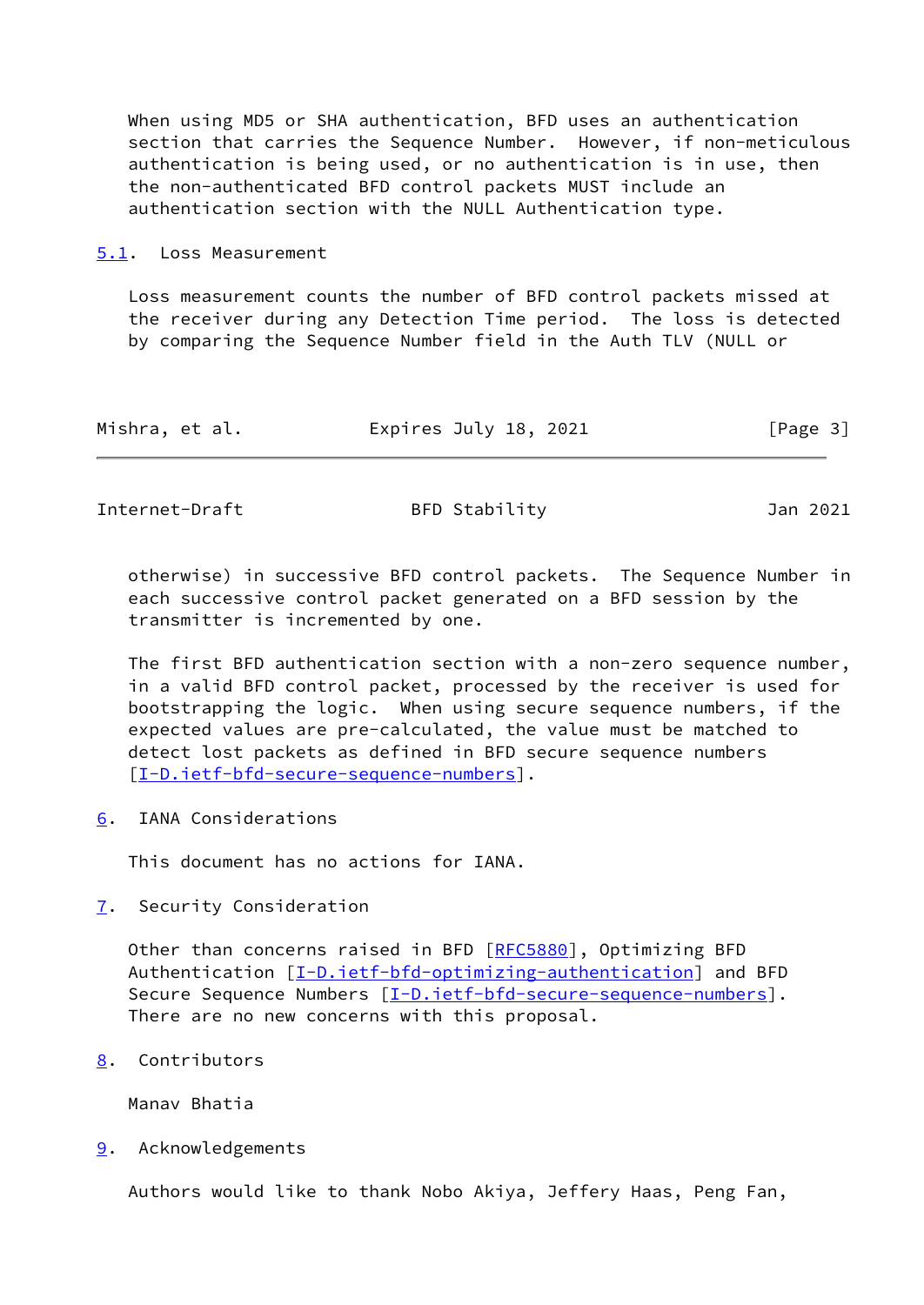When using MD5 or SHA authentication, BFD uses an authentication section that carries the Sequence Number. However, if non-meticulous authentication is being used, or no authentication is in use, then the non-authenticated BFD control packets MUST include an authentication section with the NULL Authentication type.

## 5.1. Loss Measurement

Loss measurement counts the number of BFD control packets missed at the receiver during any Detection Time period. The loss is detected by comparing the Sequence Number field in the Auth TLV (NULL or otherwise) in successive BFD control packets. The Sequence Number in each successive control packet generated on a BFD session by the transmitter is incremented by one.

The first BFD authentication section with a non-zero sequence number, in a valid BFD control packet, processed by the receiver is used for bootstrapping the logic. When using secure sequence numbers, if the expected values are pre-calculated, the value must be matched to detect lost packets as defined in BFD secure sequence numbers [I-D.ietf-bfd-secure-sequence-numbers].

# 6. IANA Considerations

This document has no actions for IANA.

# 7. Security Consideration

Other than concerns raised in BFD [RFC5880], Optimizing BFD Authentication [I-D.ietf-bfd-optimizing-authentication] and BFD Secure Sequence Numbers [I-D.ietf-bfd-secure-sequence-numbers]. There are no new concerns with this proposal.

# 8. Contributors

Manav Bhatia

# 9. Acknowledgements

Authors would like to thank Nobo Akiya, Jeffery Haas, Peng Fan,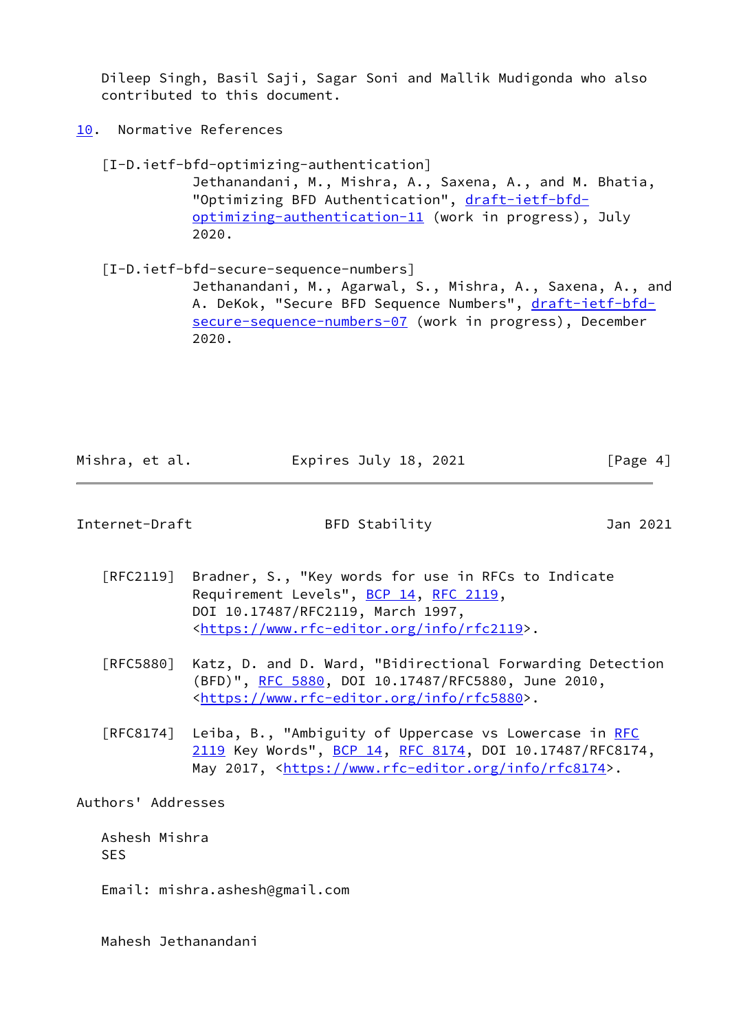Dileep Singh, Basil Saji, Sagar Soni and Mallik Mudigonda who also contributed to this document.

## 10. Normative References

[I-D.ietf-bfd-optimizing-authentication]
Jethanandani, M., Mishra, A., Saxena, A., and M. Bhatia, "Optimizing BFD Authentication", draft-ietf-bfd-optimizing-authentication-11 (work in progress), July 2020.

[I-D.ietf-bfd-secure-sequence-numbers]
Jethanandani, M., Agarwal, S., Mishra, A., Saxena, A., and A. DeKok, "Secure BFD Sequence Numbers", draft-ietf-bfd-secure-sequence-numbers-07 (work in progress), December 2020.

[RFC2119] Bradner, S., "Key words for use in RFCs to Indicate Requirement Levels", BCP 14, RFC 2119, DOI 10.17487/RFC2119, March 1997, <https://www.rfc-editor.org/info/rfc2119>.

[RFC5880] Katz, D. and D. Ward, "Bidirectional Forwarding Detection (BFD)", RFC 5880, DOI 10.17487/RFC5880, June 2010, <https://www.rfc-editor.org/info/rfc5880>.

[RFC8174] Leiba, B., "Ambiguity of Uppercase vs Lowercase in RFC 2119 Key Words", BCP 14, RFC 8174, DOI 10.17487/RFC8174, May 2017, <https://www.rfc-editor.org/info/rfc8174>.

## Authors' Addresses

Ashesh Mishra
SES

Email: mishra.ashesh@gmail.com

Mahesh Jethanandani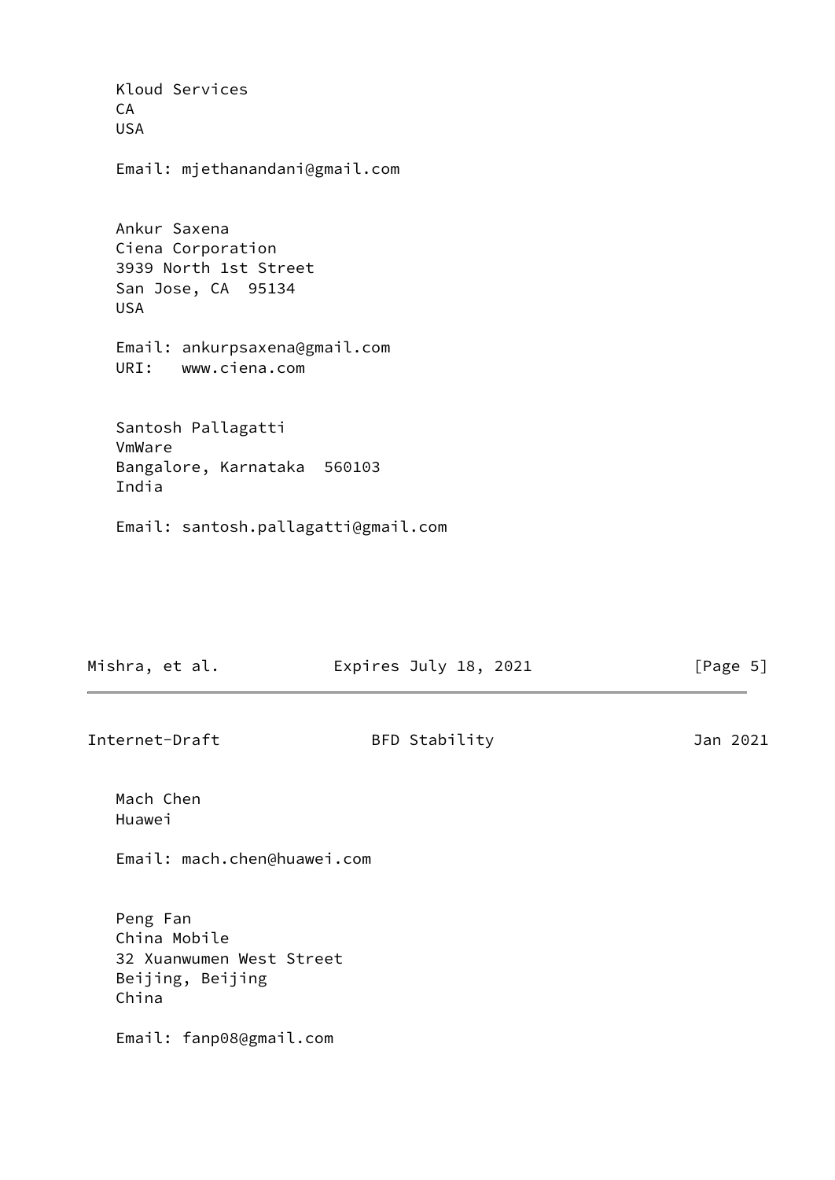Kloud Services
CA
USA

Email: mjethanandani@gmail.com

Ankur Saxena
Ciena Corporation
3939 North 1st Street
San Jose, CA 95134
USA

Email: ankurpsaxena@gmail.com
URI: www.ciena.com

Santosh Pallagatti
VmWare
Bangalore, Karnataka 560103
India

Email: santosh.pallagatti@gmail.com

Mach Chen
Huawei

Email: mach.chen@huawei.com

Peng Fan
China Mobile
32 Xuanwumen West Street
Beijing, Beijing
China

Email: fanp08@gmail.com